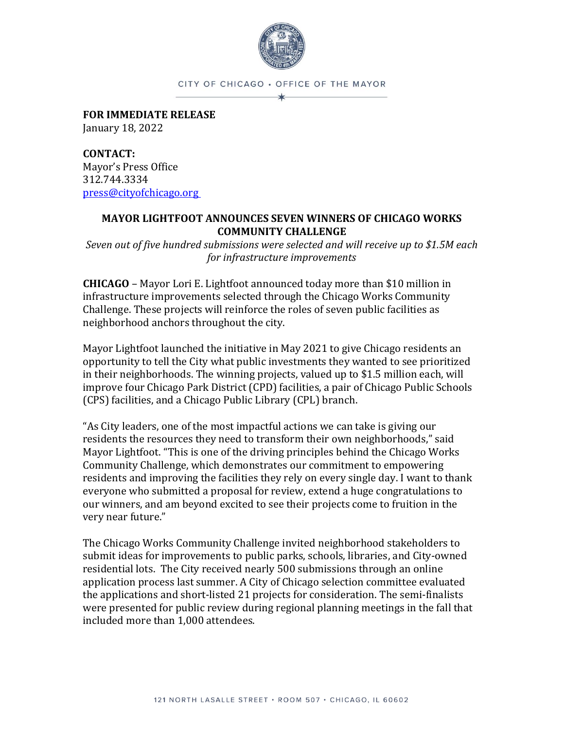CITY OF CHICAGO • OFFICE OF THE MAYOR

**FOR IMMEDIATE RELEASE**
January 18, 2022

**CONTACT:**
Mayor's Press Office
312.744.3334
press@cityofchicago.org

## MAYOR LIGHTFOOT ANNOUNCES SEVEN WINNERS OF CHICAGO WORKS COMMUNITY CHALLENGE

*Seven out of five hundred submissions were selected and will receive up to $1.5M each for infrastructure improvements*

**CHICAGO** – Mayor Lori E. Lightfoot announced today more than $10 million in infrastructure improvements selected through the Chicago Works Community Challenge. These projects will reinforce the roles of seven public facilities as neighborhood anchors throughout the city.

Mayor Lightfoot launched the initiative in May 2021 to give Chicago residents an opportunity to tell the City what public investments they wanted to see prioritized in their neighborhoods. The winning projects, valued up to $1.5 million each, will improve four Chicago Park District (CPD) facilities, a pair of Chicago Public Schools (CPS) facilities, and a Chicago Public Library (CPL) branch.

"As City leaders, one of the most impactful actions we can take is giving our residents the resources they need to transform their own neighborhoods," said Mayor Lightfoot. "This is one of the driving principles behind the Chicago Works Community Challenge, which demonstrates our commitment to empowering residents and improving the facilities they rely on every single day. I want to thank everyone who submitted a proposal for review, extend a huge congratulations to our winners, and am beyond excited to see their projects come to fruition in the very near future."

The Chicago Works Community Challenge invited neighborhood stakeholders to submit ideas for improvements to public parks, schools, libraries, and City-owned residential lots. The City received nearly 500 submissions through an online application process last summer. A City of Chicago selection committee evaluated the applications and short-listed 21 projects for consideration. The semi-finalists were presented for public review during regional planning meetings in the fall that included more than 1,000 attendees.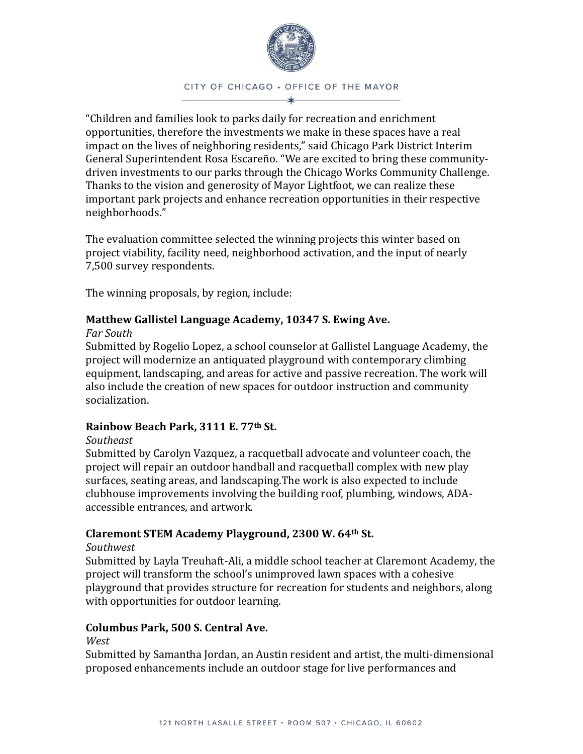"Children and families look to parks daily for recreation and enrichment opportunities, therefore the investments we make in these spaces have a real impact on the lives of neighboring residents," said Chicago Park District Interim General Superintendent Rosa Escareño. "We are excited to bring these community-driven investments to our parks through the Chicago Works Community Challenge. Thanks to the vision and generosity of Mayor Lightfoot, we can realize these important park projects and enhance recreation opportunities in their respective neighborhoods."

The evaluation committee selected the winning projects this winter based on project viability, facility need, neighborhood activation, and the input of nearly 7,500 survey respondents.

The winning proposals, by region, include:

**Matthew Gallistel Language Academy, 10347 S. Ewing Ave.**

*Far South*

Submitted by Rogelio Lopez, a school counselor at Gallistel Language Academy, the project will modernize an antiquated playground with contemporary climbing equipment, landscaping, and areas for active and passive recreation. The work will also include the creation of new spaces for outdoor instruction and community socialization.

**Rainbow Beach Park, 3111 E. 77th St.**

*Southeast*

Submitted by Carolyn Vazquez, a racquetball advocate and volunteer coach, the project will repair an outdoor handball and racquetball complex with new play surfaces, seating areas, and landscaping.The work is also expected to include clubhouse improvements involving the building roof, plumbing, windows, ADA-accessible entrances, and artwork.

**Claremont STEM Academy Playground, 2300 W. 64th St.**

*Southwest*

Submitted by Layla Treuhaft-Ali, a middle school teacher at Claremont Academy, the project will transform the school's unimproved lawn spaces with a cohesive playground that provides structure for recreation for students and neighbors, along with opportunities for outdoor learning.

**Columbus Park, 500 S. Central Ave.**

*West*

Submitted by Samantha Jordan, an Austin resident and artist, the multi-dimensional proposed enhancements include an outdoor stage for live performances and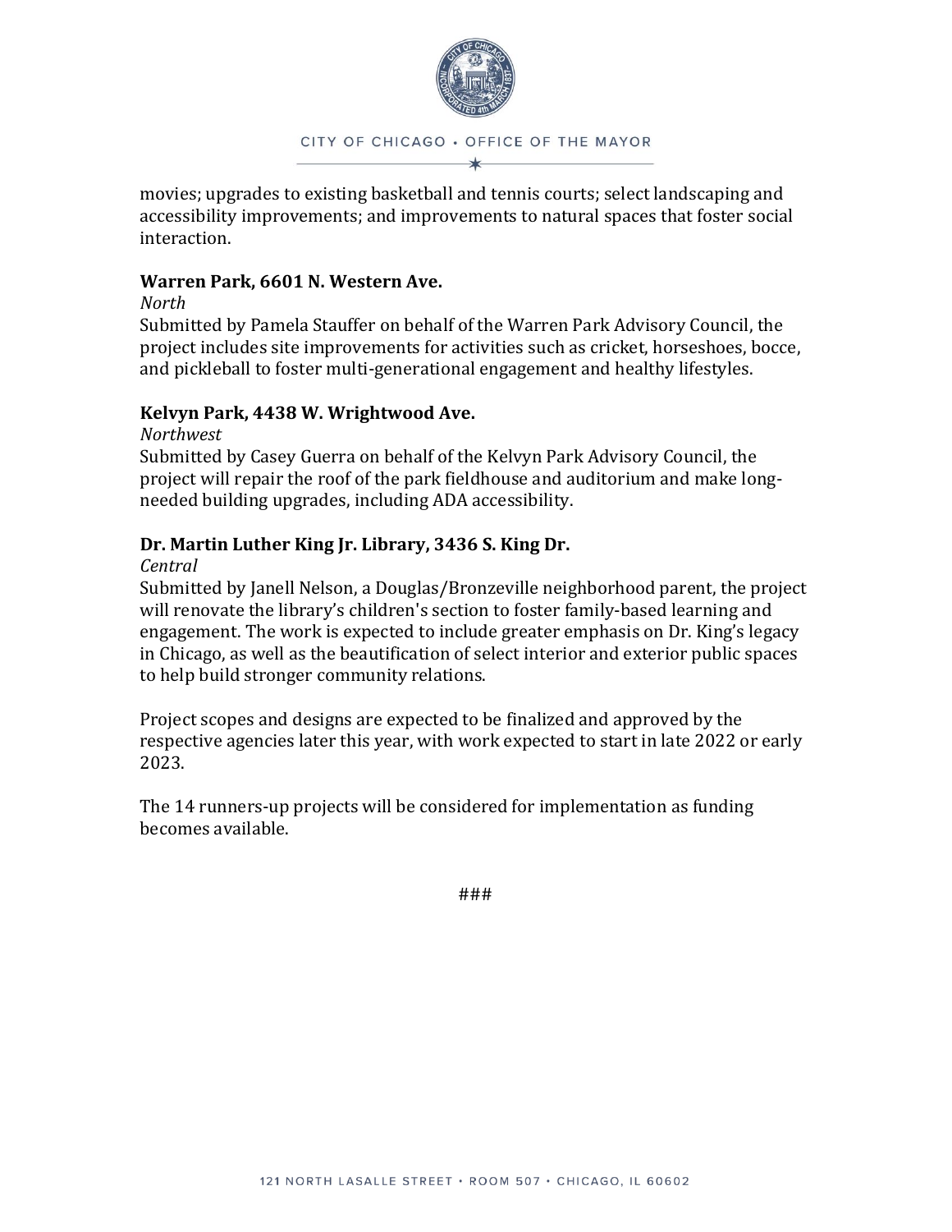movies; upgrades to existing basketball and tennis courts; select landscaping and accessibility improvements; and improvements to natural spaces that foster social interaction.

**Warren Park, 6601 N. Western Ave.**
*North*
Submitted by Pamela Stauffer on behalf of the Warren Park Advisory Council, the project includes site improvements for activities such as cricket, horseshoes, bocce, and pickleball to foster multi-generational engagement and healthy lifestyles.

**Kelvyn Park, 4438 W. Wrightwood Ave.**
*Northwest*
Submitted by Casey Guerra on behalf of the Kelvyn Park Advisory Council, the project will repair the roof of the park fieldhouse and auditorium and make long-needed building upgrades, including ADA accessibility.

**Dr. Martin Luther King Jr. Library, 3436 S. King Dr.**
*Central*
Submitted by Janell Nelson, a Douglas/Bronzeville neighborhood parent, the project will renovate the library's children's section to foster family-based learning and engagement. The work is expected to include greater emphasis on Dr. King's legacy in Chicago, as well as the beautification of select interior and exterior public spaces to help build stronger community relations.

Project scopes and designs are expected to be finalized and approved by the respective agencies later this year, with work expected to start in late 2022 or early 2023.

The 14 runners-up projects will be considered for implementation as funding becomes available.

###